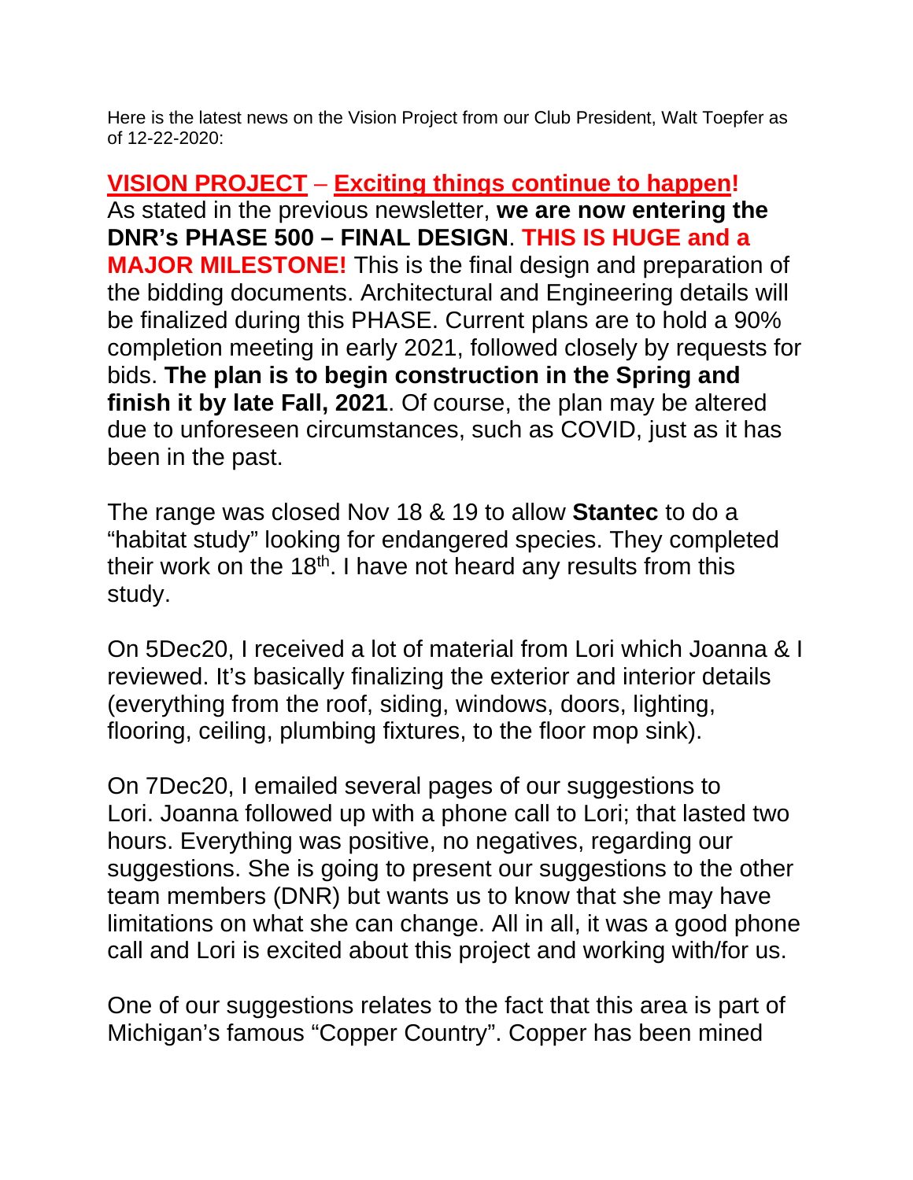Here is the latest news on the Vision Project from our Club President, Walt Toepfer as of 12-22-2020:

**VISION PROJECT** – **Exciting things continue to happen!**

As stated in the previous newsletter, **we are now entering the DNR's PHASE 500 – FINAL DESIGN**. **THIS IS HUGE and a MAJOR MILESTONE!** This is the final design and preparation of the bidding documents. Architectural and Engineering details will be finalized during this PHASE. Current plans are to hold a 90% completion meeting in early 2021, followed closely by requests for bids. **The plan is to begin construction in the Spring and finish it by late Fall, 2021**. Of course, the plan may be altered due to unforeseen circumstances, such as COVID, just as it has been in the past.

The range was closed Nov 18 & 19 to allow **Stantec** to do a "habitat study" looking for endangered species. They completed their work on the 18th. I have not heard any results from this study.

On 5Dec20, I received a lot of material from Lori which Joanna & I reviewed. It's basically finalizing the exterior and interior details (everything from the roof, siding, windows, doors, lighting, flooring, ceiling, plumbing fixtures, to the floor mop sink).

On 7Dec20, I emailed several pages of our suggestions to Lori. Joanna followed up with a phone call to Lori; that lasted two hours. Everything was positive, no negatives, regarding our suggestions. She is going to present our suggestions to the other team members (DNR) but wants us to know that she may have limitations on what she can change. All in all, it was a good phone call and Lori is excited about this project and working with/for us.

One of our suggestions relates to the fact that this area is part of Michigan's famous "Copper Country". Copper has been mined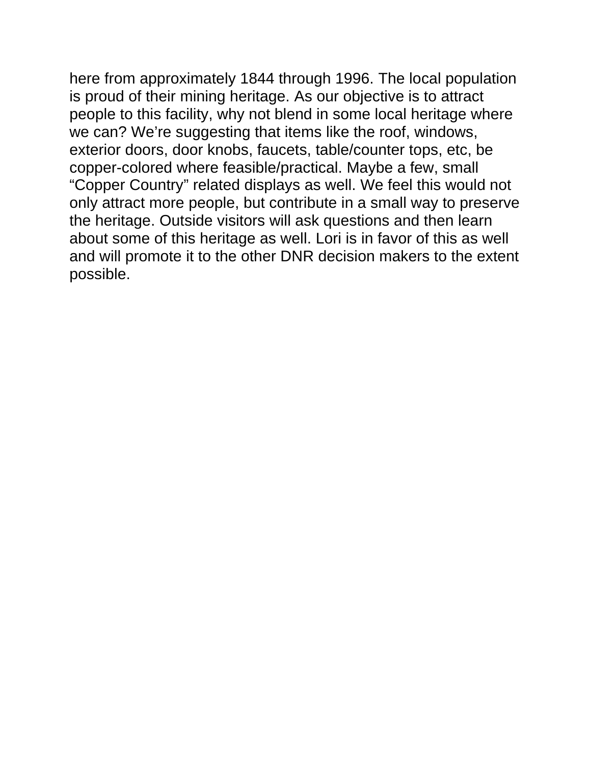here from approximately 1844 through 1996. The local population is proud of their mining heritage. As our objective is to attract people to this facility, why not blend in some local heritage where we can? We're suggesting that items like the roof, windows, exterior doors, door knobs, faucets, table/counter tops, etc, be copper-colored where feasible/practical. Maybe a few, small "Copper Country" related displays as well. We feel this would not only attract more people, but contribute in a small way to preserve the heritage. Outside visitors will ask questions and then learn about some of this heritage as well. Lori is in favor of this as well and will promote it to the other DNR decision makers to the extent possible.